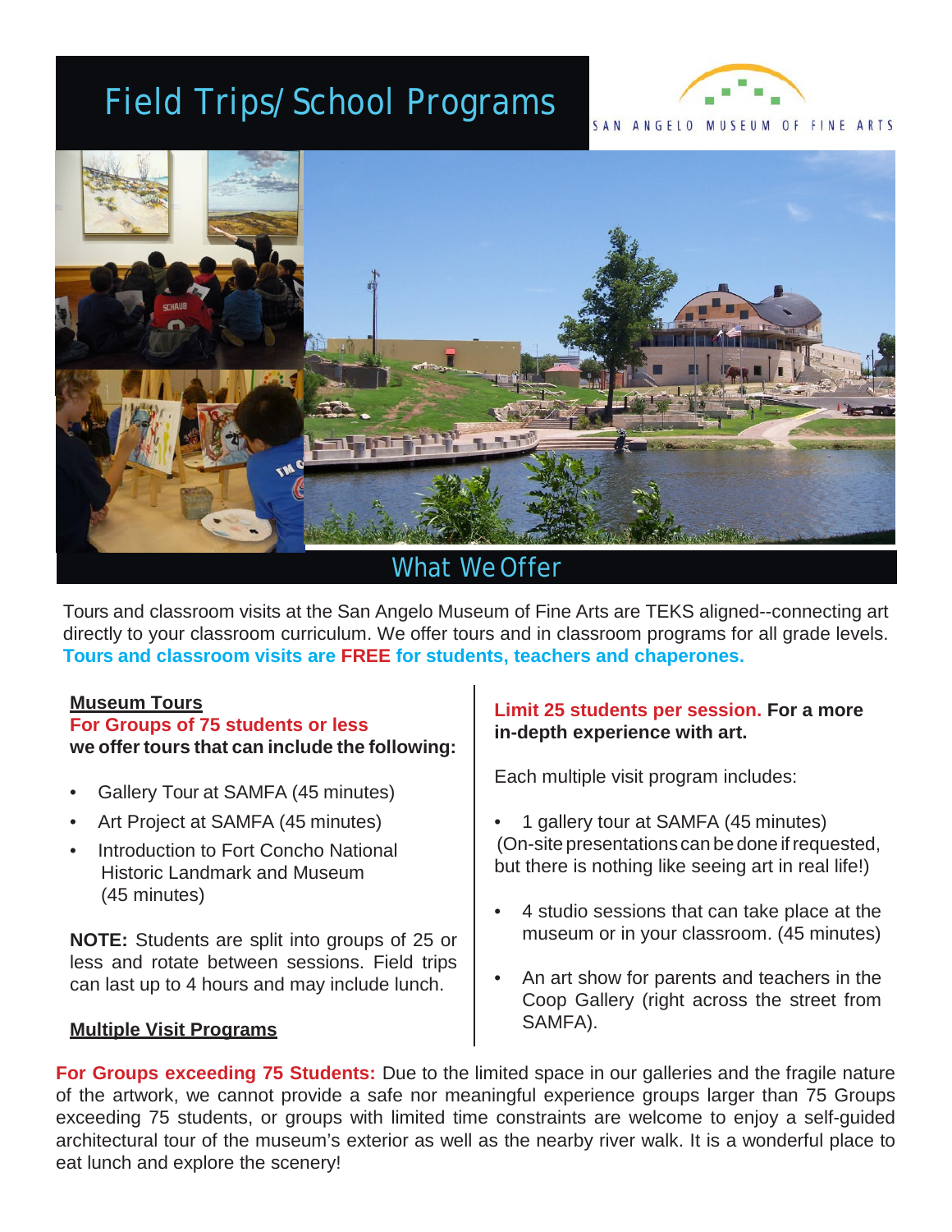# Field Trips/ School Programs

SAN ANGELO MUSEUM OF FINE ARTS

## What We Offer

Tours and classroom visits at the San Angelo Museum of Fine Arts are TEKS aligned--connecting art directly to your classroom curriculum. We offer tours and in classroom programs for all grade levels. **Tours and classroom visits are FREE for students, teachers and chaperones.**

**Museum Tours**

**For Groups of 75 students or less**
**we offer tours that can include the following:**

- Gallery Tour at SAMFA (45 minutes)
- Art Project at SAMFA (45 minutes)
- Introduction to Fort Concho National Historic Landmark and Museum (45 minutes)

**NOTE:** Students are split into groups of 25 or less and rotate between sessions. Field trips can last up to 4 hours and may include lunch.

**Multiple Visit Programs**

**Limit 25 students per session. For a more in-depth experience with art.**

Each multiple visit program includes:

- 1 gallery tour at SAMFA (45 minutes) (On-site presentations can be done if requested, but there is nothing like seeing art in real life!)
- 4 studio sessions that can take place at the museum or in your classroom. (45 minutes)
- An art show for parents and teachers in the Coop Gallery (right across the street from SAMFA).

**For Groups exceeding 75 Students:** Due to the limited space in our galleries and the fragile nature of the artwork, we cannot provide a safe nor meaningful experience groups larger than 75 Groups exceeding 75 students, or groups with limited time constraints are welcome to enjoy a self-guided architectural tour of the museum's exterior as well as the nearby river walk. It is a wonderful place to eat lunch and explore the scenery!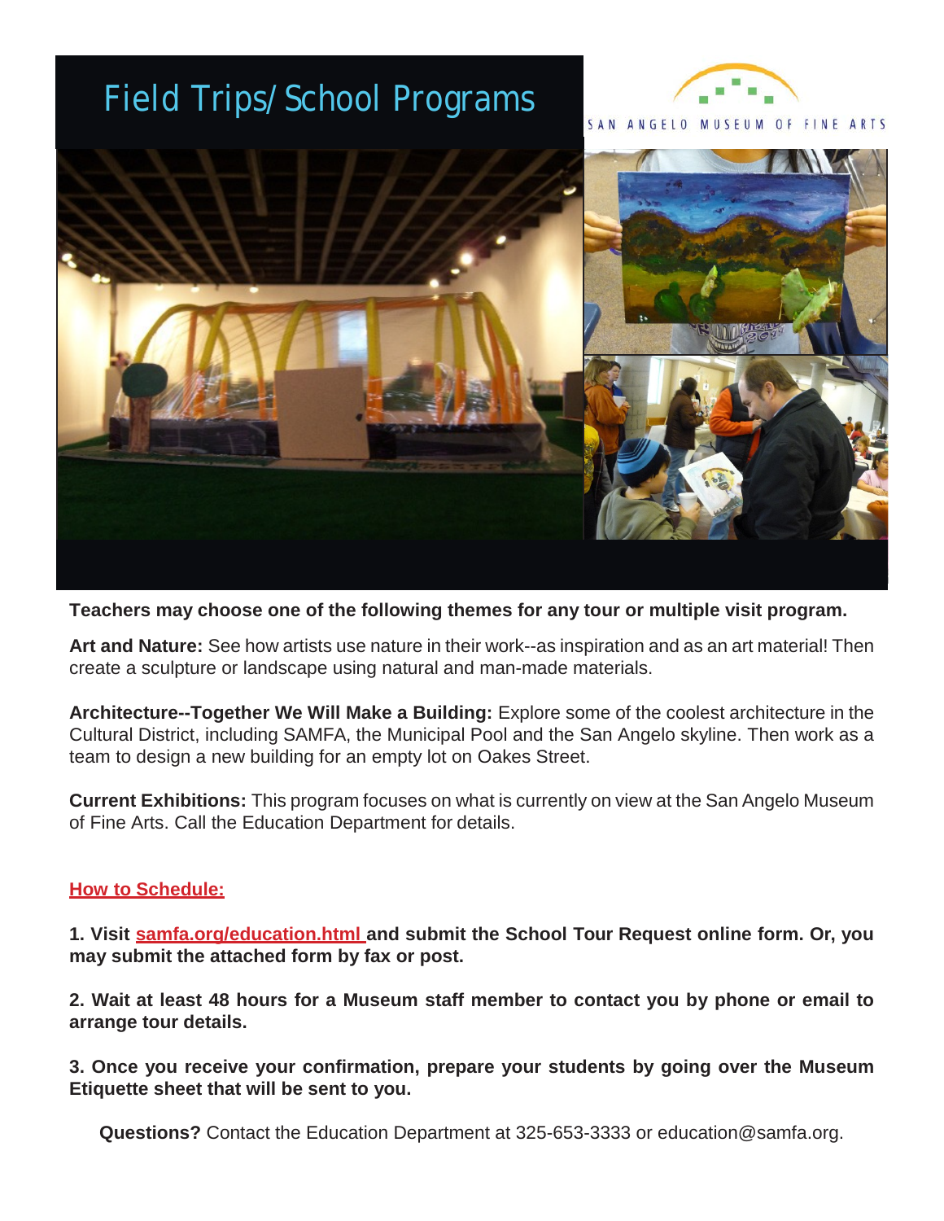# Field Trips/School Programs

SAN ANGELO MUSEUM OF FINE ARTS

**Teachers may choose one of the following themes for any tour or multiple visit program.**

**Art and Nature:** See how artists use nature in their work--as inspiration and as an art material! Then create a sculpture or landscape using natural and man-made materials.

**Architecture--Together We Will Make a Building:** Explore some of the coolest architecture in the Cultural District, including SAMFA, the Municipal Pool and the San Angelo skyline. Then work as a team to design a new building for an empty lot on Oakes Street.

**Current Exhibitions:** This program focuses on what is currently on view at the San Angelo Museum of Fine Arts. Call the Education Department for details.

## How to Schedule:

**1. Visit samfa.org/education.html and submit the School Tour Request online form. Or, you may submit the attached form by fax or post.**

**2. Wait at least 48 hours for a Museum staff member to contact you by phone or email to arrange tour details.**

**3. Once you receive your confirmation, prepare your students by going over the Museum Etiquette sheet that will be sent to you.**

**Questions?** Contact the Education Department at 325-653-3333 or education@samfa.org.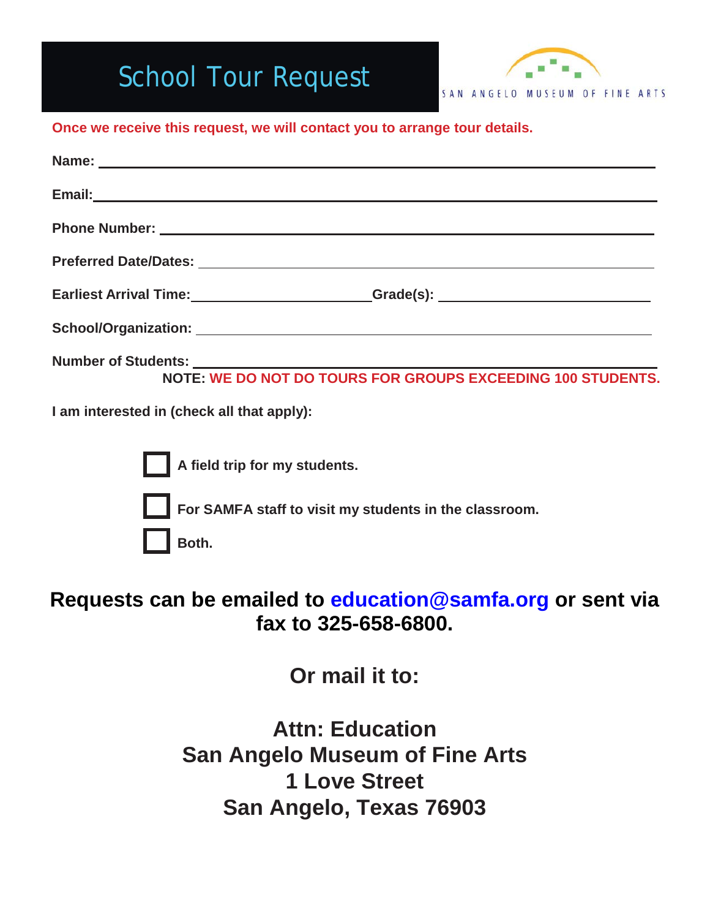# School Tour Request

SAN ANGELO MUSEUM OF FINE ARTS

**Once we receive this request, we will contact you to arrange tour details.**

**Name:** ____________________________________________

**Email:** ____________________________________________

**Phone Number:** ____________________________________________

**Preferred Date/Dates:** ____________________________________________

**Earliest Arrival Time:** ______________________ **Grade(s):** ______________________

**School/Organization:** ____________________________________________

**Number of Students:** ____________________________________________

**NOTE: WE DO NOT DO TOURS FOR GROUPS EXCEEDING 100 STUDENTS.**

**I am interested in (check all that apply):**

- ☐ **A field trip for my students.**
- ☐ **For SAMFA staff to visit my students in the classroom.**
- ☐ **Both.**

**Requests can be emailed to education@samfa.org or sent via fax to 325-658-6800.**

**Or mail it to:**

**Attn: Education**
**San Angelo Museum of Fine Arts**
**1 Love Street**
**San Angelo, Texas 76903**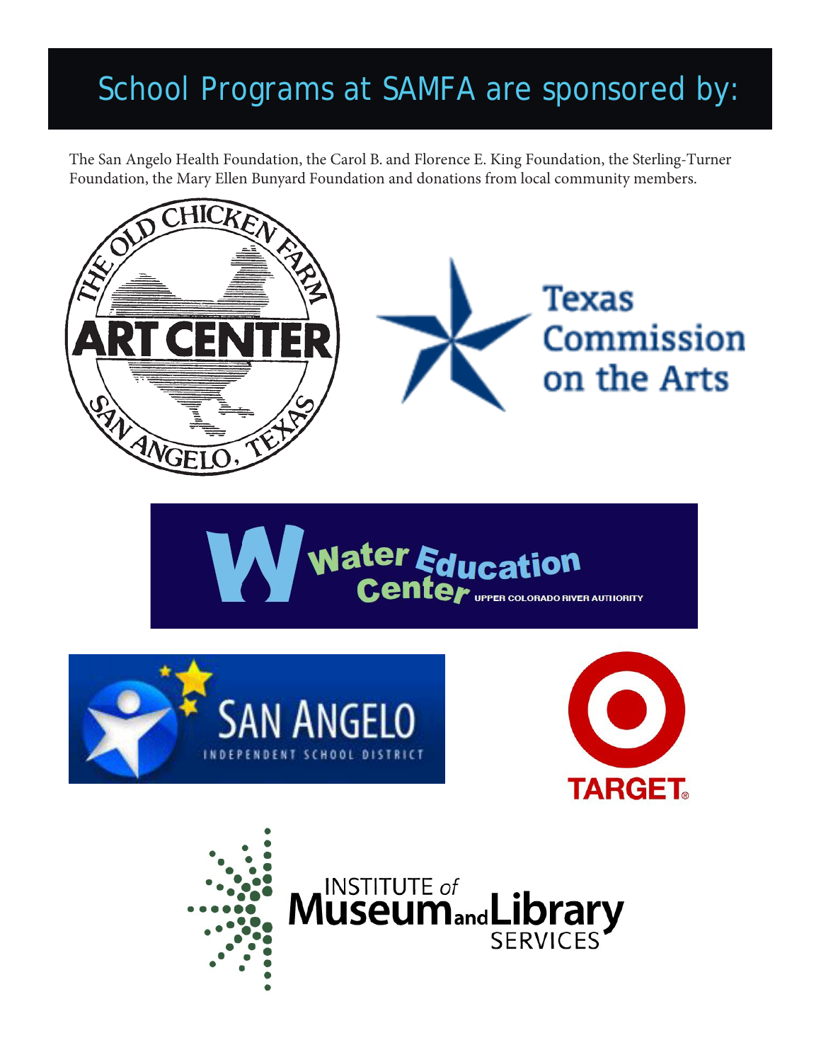# School Programs at SAMFA are sponsored by:

The San Angelo Health Foundation, the Carol B. and Florence E. King Foundation, the Sterling-Turner Foundation, the Mary Ellen Bunyard Foundation and donations from local community members.

THE OLD CHICKEN FARM ART CENTER SAN ANGELO, TEXAS

Texas Commission on the Arts

Water Education Center UPPER COLORADO RIVER AUTHORITY

SAN ANGELO INDEPENDENT SCHOOL DISTRICT

TARGET®

INSTITUTE of Museum and Library SERVICES